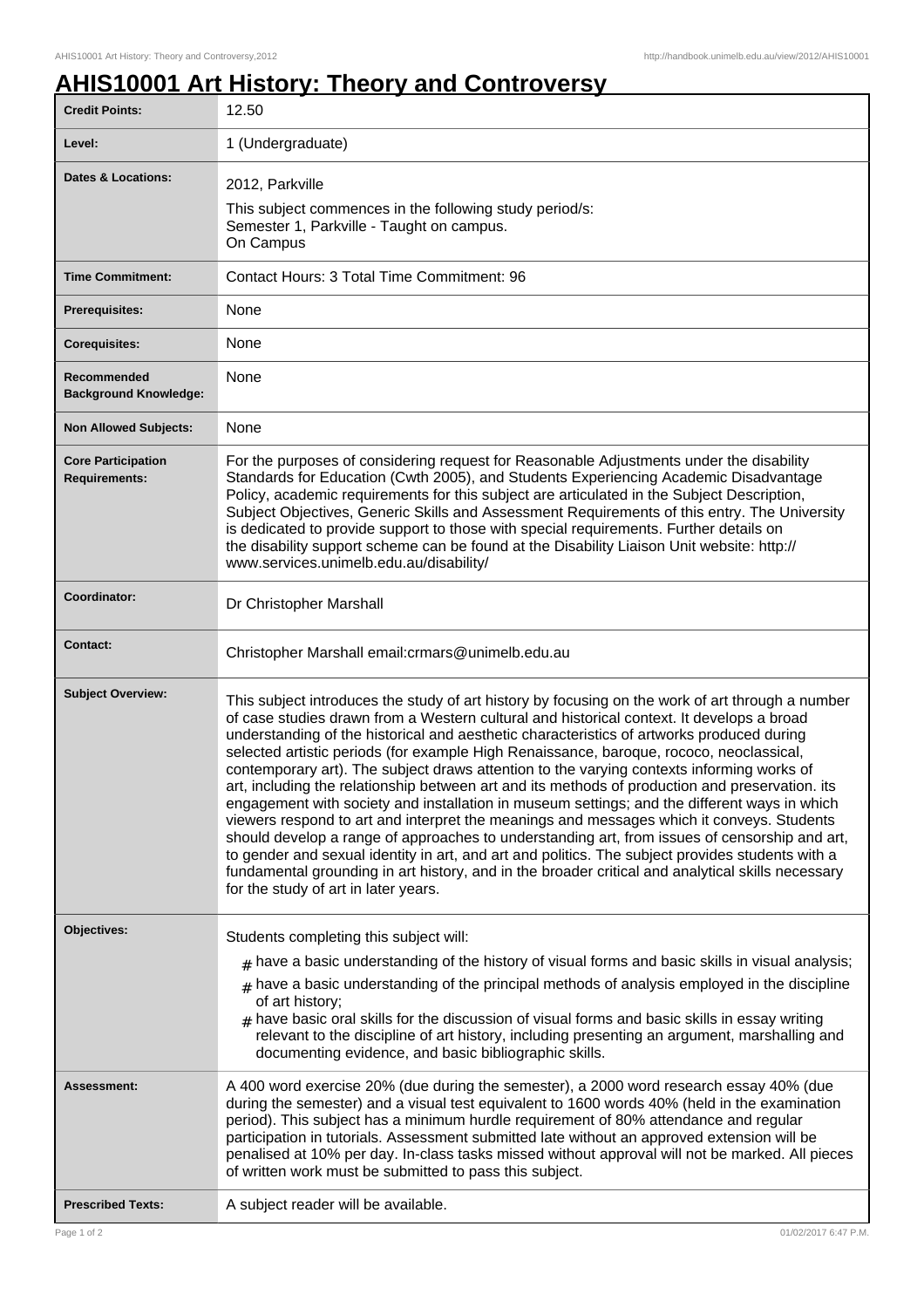# AHIS10001 Art History: Theory and Controversy

| | |
|---|---|
| **Credit Points:** | 12.50 |
| **Level:** | 1 (Undergraduate) |
| **Dates & Locations:** | 2012, Parkville<br>This subject commences in the following study period/s:<br>Semester 1, Parkville - Taught on campus.<br>On Campus |
| **Time Commitment:** | Contact Hours: 3 Total Time Commitment: 96 |
| **Prerequisites:** | None |
| **Corequisites:** | None |
| **Recommended Background Knowledge:** | None |
| **Non Allowed Subjects:** | None |
| **Core Participation Requirements:** | For the purposes of considering request for Reasonable Adjustments under the disability Standards for Education (Cwth 2005), and Students Experiencing Academic Disadvantage Policy, academic requirements for this subject are articulated in the Subject Description, Subject Objectives, Generic Skills and Assessment Requirements of this entry. The University is dedicated to provide support to those with special requirements. Further details on the disability support scheme can be found at the Disability Liaison Unit website: http://www.services.unimelb.edu.au/disability/ |
| **Coordinator:** | Dr Christopher Marshall |
| **Contact:** | Christopher Marshall email:crmars@unimelb.edu.au |
| **Subject Overview:** | This subject introduces the study of art history by focusing on the work of art through a number of case studies drawn from a Western cultural and historical context. It develops a broad understanding of the historical and aesthetic characteristics of artworks produced during selected artistic periods (for example High Renaissance, baroque, rococo, neoclassical, contemporary art). The subject draws attention to the varying contexts informing works of art, including the relationship between art and its methods of production and preservation. its engagement with society and installation in museum settings; and the different ways in which viewers respond to art and interpret the meanings and messages which it conveys. Students should develop a range of approaches to understanding art, from issues of censorship and art, to gender and sexual identity in art, and art and politics. The subject provides students with a fundamental grounding in art history, and in the broader critical and analytical skills necessary for the study of art in later years. |
| **Objectives:** | Students completing this subject will:<br># have a basic understanding of the history of visual forms and basic skills in visual analysis;<br># have a basic understanding of the principal methods of analysis employed in the discipline of art history;<br># have basic oral skills for the discussion of visual forms and basic skills in essay writing relevant to the discipline of art history, including presenting an argument, marshalling and documenting evidence, and basic bibliographic skills. |
| **Assessment:** | A 400 word exercise 20% (due during the semester), a 2000 word research essay 40% (due during the semester) and a visual test equivalent to 1600 words 40% (held in the examination period). This subject has a minimum hurdle requirement of 80% attendance and regular participation in tutorials. Assessment submitted late without an approved extension will be penalised at 10% per day. In-class tasks missed without approval will not be marked. All pieces of written work must be submitted to pass this subject. |
| **Prescribed Texts:** | A subject reader will be available. |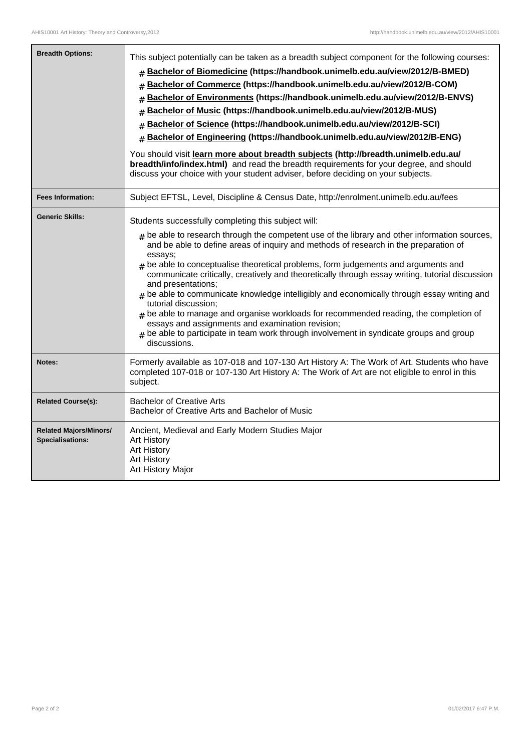| | |
|---|---|
| **Breadth Options:** | This subject potentially can be taken as a breadth subject component for the following courses:<br># **Bachelor of Biomedicine (https://handbook.unimelb.edu.au/view/2012/B-BMED)**<br># **Bachelor of Commerce (https://handbook.unimelb.edu.au/view/2012/B-COM)**<br># **Bachelor of Environments (https://handbook.unimelb.edu.au/view/2012/B-ENVS)**<br># **Bachelor of Music (https://handbook.unimelb.edu.au/view/2012/B-MUS)**<br># **Bachelor of Science (https://handbook.unimelb.edu.au/view/2012/B-SCI)**<br># **Bachelor of Engineering (https://handbook.unimelb.edu.au/view/2012/B-ENG)**<br>You should visit **learn more about breadth subjects (http://breadth.unimelb.edu.au/breadth/info/index.html)** and read the breadth requirements for your degree, and should discuss your choice with your student adviser, before deciding on your subjects. |
| **Fees Information:** | Subject EFTSL, Level, Discipline & Census Date, http://enrolment.unimelb.edu.au/fees |
| **Generic Skills:** | Students successfully completing this subject will:<br># be able to research through the competent use of the library and other information sources, and be able to define areas of inquiry and methods of research in the preparation of essays;<br># be able to conceptualise theoretical problems, form judgements and arguments and communicate critically, creatively and theoretically through essay writing, tutorial discussion and presentations;<br># be able to communicate knowledge intelligibly and economically through essay writing and tutorial discussion;<br># be able to manage and organise workloads for recommended reading, the completion of essays and assignments and examination revision;<br># be able to participate in team work through involvement in syndicate groups and group discussions. |
| **Notes:** | Formerly available as 107-018 and 107-130 Art History A: The Work of Art. Students who have completed 107-018 or 107-130 Art History A: The Work of Art are not eligible to enrol in this subject. |
| **Related Course(s):** | Bachelor of Creative Arts<br>Bachelor of Creative Arts and Bachelor of Music |
| **Related Majors/Minors/ Specialisations:** | Ancient, Medieval and Early Modern Studies Major<br>Art History<br>Art History<br>Art History<br>Art History Major |